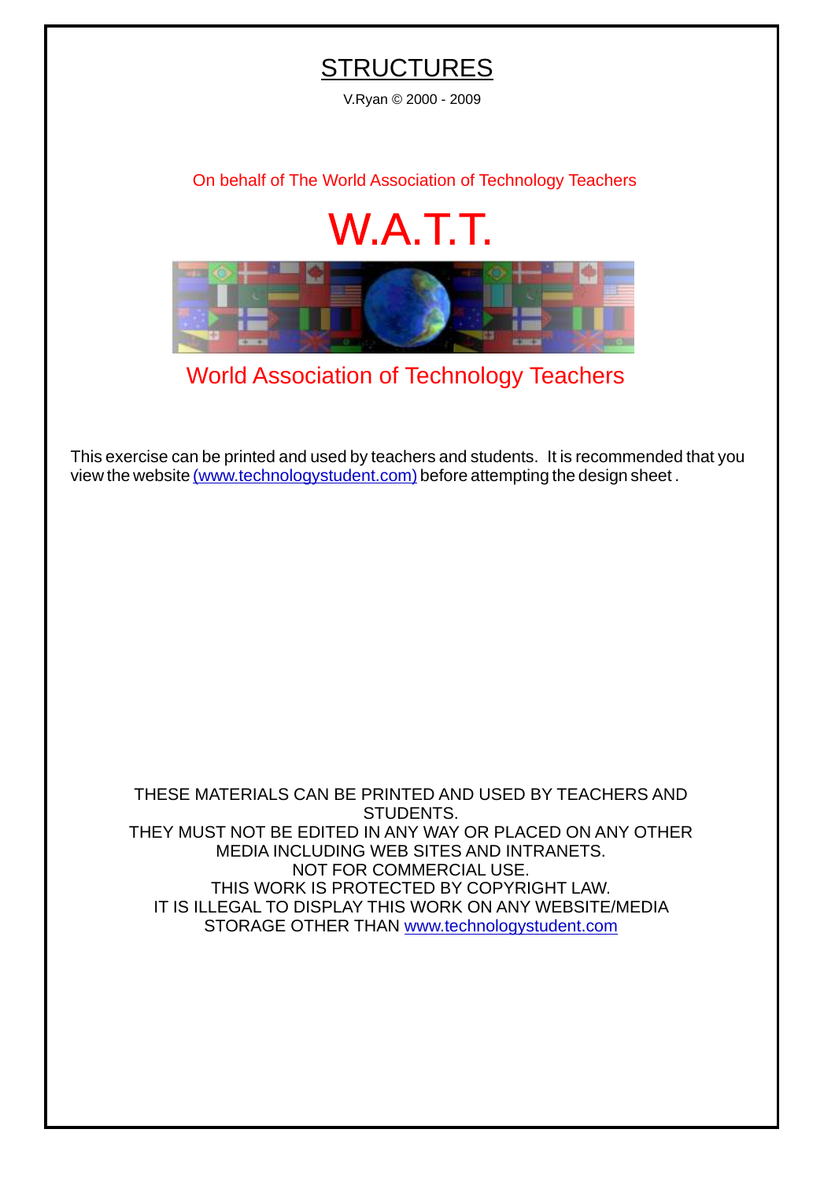# STRUCTURES

V.Ryan © 2000 - 2009

On behalf of The World Association of Technology Teachers

## W.A.T.T.

World Association of Technology Teachers

This exercise can be printed and used by teachers and students. It is recommended that you view the website (www.technologystudent.com) before attempting the design sheet .

THESE MATERIALS CAN BE PRINTED AND USED BY TEACHERS AND STUDENTS.
THEY MUST NOT BE EDITED IN ANY WAY OR PLACED ON ANY OTHER MEDIA INCLUDING WEB SITES AND INTRANETS.
NOT FOR COMMERCIAL USE.
THIS WORK IS PROTECTED BY COPYRIGHT LAW.
IT IS ILLEGAL TO DISPLAY THIS WORK ON ANY WEBSITE/MEDIA STORAGE OTHER THAN www.technologystudent.com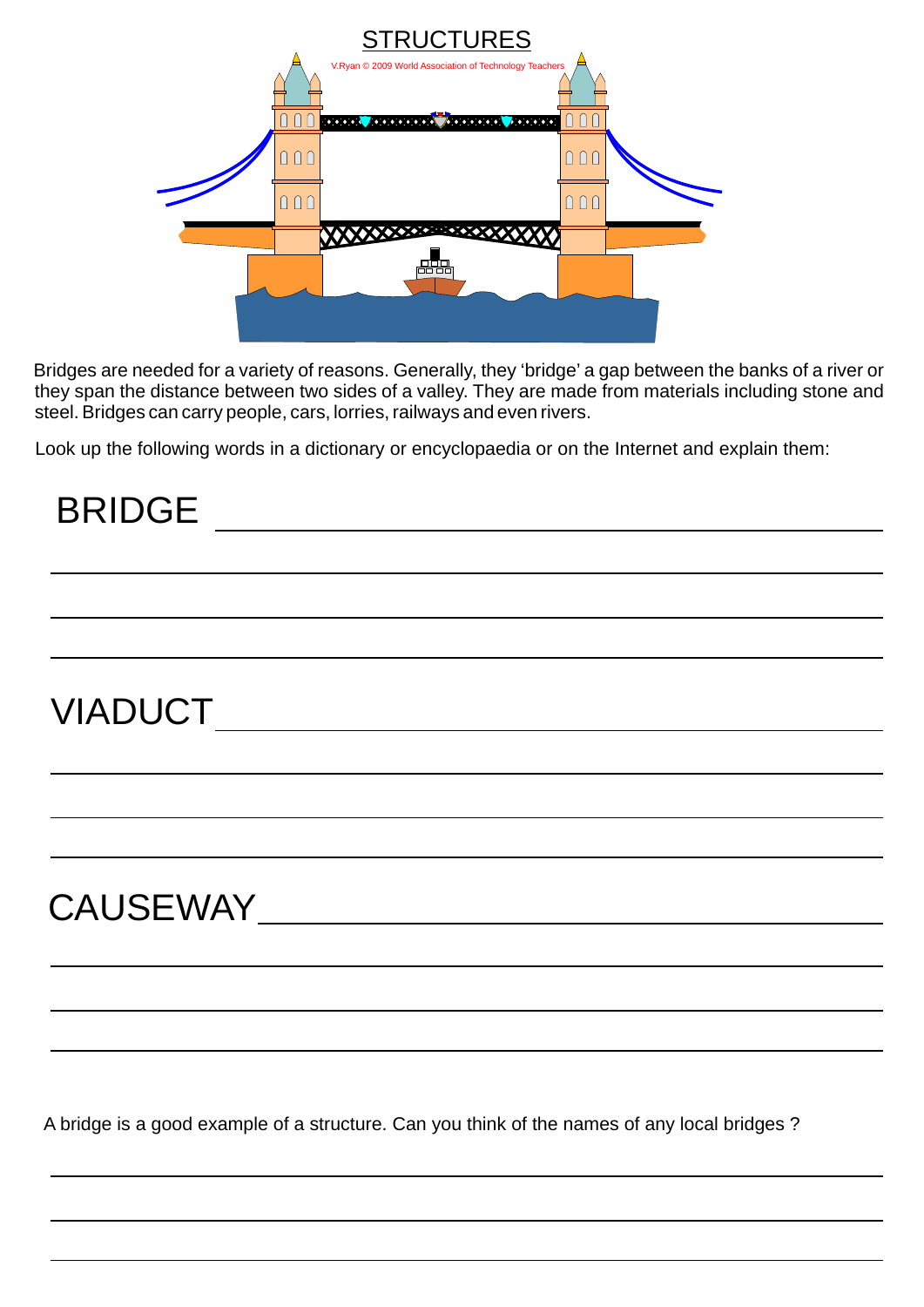# STRUCTURES

V.Ryan © 2009 World Association of Technology Teachers

Bridges are needed for a variety of reasons. Generally, they 'bridge' a gap between the banks of a river or they span the distance between two sides of a valley. They are made from materials including stone and steel. Bridges can carry people, cars, lorries, railways and even rivers.

Look up the following words in a dictionary or encyclopaedia or on the Internet and explain them:

## BRIDGE

## VIADUCT

## CAUSEWAY

A bridge is a good example of a structure. Can you think of the names of any local bridges ?